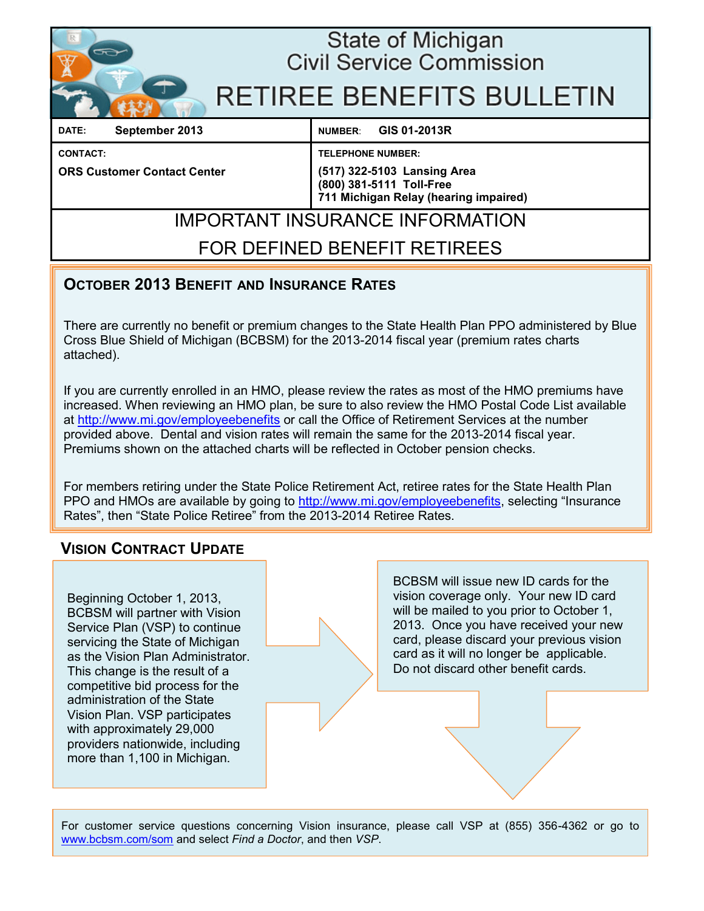# State of Michigan Civil Service Commission

# RETIREE BENEFITS BULLETIN

| DATE: September 2013 | NUMBER: GIS 01-2013R |
|---|---|
| CONTACT: **ORS Customer Contact Center** | TELEPHONE NUMBER: **(517) 322-5103 Lansing Area** **(800) 381-5111 Toll-Free** **711 Michigan Relay (hearing impaired)** |

## IMPORTANT INSURANCE INFORMATION FOR DEFINED BENEFIT RETIREES

### OCTOBER 2013 BENEFIT AND INSURANCE RATES

There are currently no benefit or premium changes to the State Health Plan PPO administered by Blue Cross Blue Shield of Michigan (BCBSM) for the 2013-2014 fiscal year (premium rates charts attached).

If you are currently enrolled in an HMO, please review the rates as most of the HMO premiums have increased. When reviewing an HMO plan, be sure to also review the HMO Postal Code List available at http://www.mi.gov/employeebenefits or call the Office of Retirement Services at the number provided above. Dental and vision rates will remain the same for the 2013-2014 fiscal year. Premiums shown on the attached charts will be reflected in October pension checks.

For members retiring under the State Police Retirement Act, retiree rates for the State Health Plan PPO and HMOs are available by going to http://www.mi.gov/employeebenefits, selecting "Insurance Rates", then "State Police Retiree" from the 2013-2014 Retiree Rates.

### VISION CONTRACT UPDATE

Beginning October 1, 2013, BCBSM will partner with Vision Service Plan (VSP) to continue servicing the State of Michigan as the Vision Plan Administrator. This change is the result of a competitive bid process for the administration of the State Vision Plan. VSP participates with approximately 29,000 providers nationwide, including more than 1,100 in Michigan.

BCBSM will issue new ID cards for the vision coverage only. Your new ID card will be mailed to you prior to October 1, 2013. Once you have received your new card, please discard your previous vision card as it will no longer be applicable. Do not discard other benefit cards.

For customer service questions concerning Vision insurance, please call VSP at (855) 356-4362 or go to www.bcbsm.com/som and select *Find a Doctor*, and then *VSP*.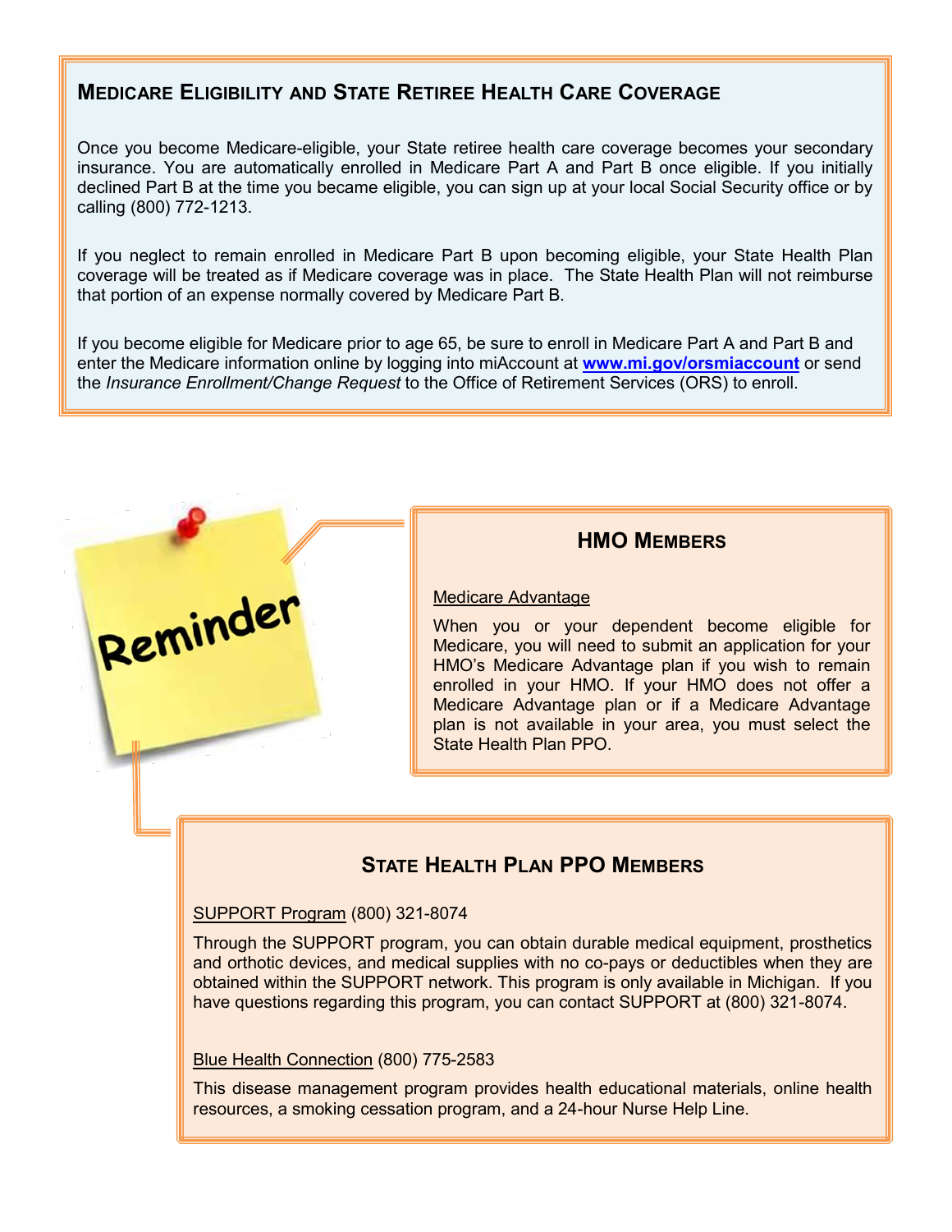## Medicare Eligibility and State Retiree Health Care Coverage

Once you become Medicare-eligible, your State retiree health care coverage becomes your secondary insurance. You are automatically enrolled in Medicare Part A and Part B once eligible. If you initially declined Part B at the time you became eligible, you can sign up at your local Social Security office or by calling (800) 772-1213.

If you neglect to remain enrolled in Medicare Part B upon becoming eligible, your State Health Plan coverage will be treated as if Medicare coverage was in place. The State Health Plan will not reimburse that portion of an expense normally covered by Medicare Part B.

If you become eligible for Medicare prior to age 65, be sure to enroll in Medicare Part A and Part B and enter the Medicare information online by logging into miAccount at **www.mi.gov/orsmiaccount** or send the *Insurance Enrollment/Change Request* to the Office of Retirement Services (ORS) to enroll.

Reminder

### HMO Members

Medicare Advantage

When you or your dependent become eligible for Medicare, you will need to submit an application for your HMO's Medicare Advantage plan if you wish to remain enrolled in your HMO. If your HMO does not offer a Medicare Advantage plan or if a Medicare Advantage plan is not available in your area, you must select the State Health Plan PPO.

### State Health Plan PPO Members

SUPPORT Program (800) 321-8074

Through the SUPPORT program, you can obtain durable medical equipment, prosthetics and orthotic devices, and medical supplies with no co-pays or deductibles when they are obtained within the SUPPORT network. This program is only available in Michigan. If you have questions regarding this program, you can contact SUPPORT at (800) 321-8074.

Blue Health Connection (800) 775-2583

This disease management program provides health educational materials, online health resources, a smoking cessation program, and a 24-hour Nurse Help Line.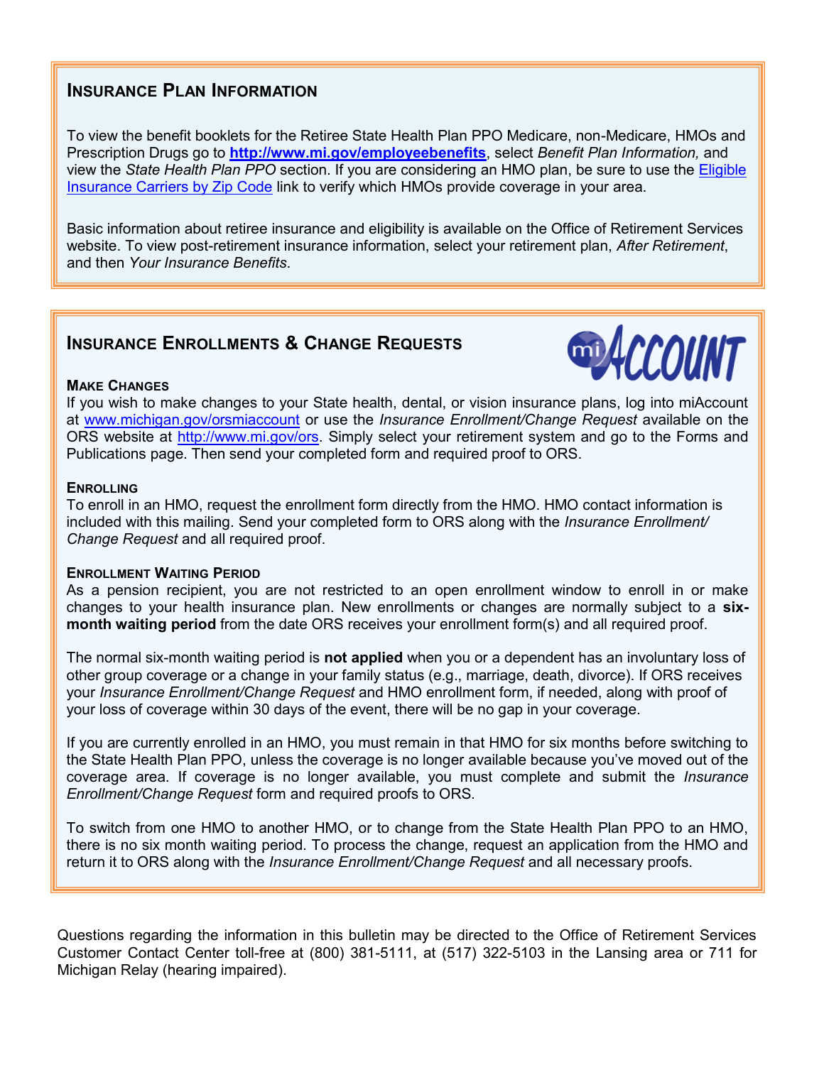## Insurance Plan Information

To view the benefit booklets for the Retiree State Health Plan PPO Medicare, non-Medicare, HMOs and Prescription Drugs go to **http://www.mi.gov/employeebenefits**, select *Benefit Plan Information,* and view the *State Health Plan PPO* section. If you are considering an HMO plan, be sure to use the Eligible Insurance Carriers by Zip Code link to verify which HMOs provide coverage in your area.

Basic information about retiree insurance and eligibility is available on the Office of Retirement Services website. To view post-retirement insurance information, select your retirement plan, *After Retirement*, and then *Your Insurance Benefits*.

## Insurance Enrollments & Change Requests

### Make Changes

If you wish to make changes to your State health, dental, or vision insurance plans, log into miAccount at www.michigan.gov/orsmiaccount or use the *Insurance Enrollment/Change Request* available on the ORS website at http://www.mi.gov/ors. Simply select your retirement system and go to the Forms and Publications page. Then send your completed form and required proof to ORS.

### Enrolling

To enroll in an HMO, request the enrollment form directly from the HMO. HMO contact information is included with this mailing. Send your completed form to ORS along with the *Insurance Enrollment/ Change Request* and all required proof.

### Enrollment Waiting Period

As a pension recipient, you are not restricted to an open enrollment window to enroll in or make changes to your health insurance plan. New enrollments or changes are normally subject to a **six-month waiting period** from the date ORS receives your enrollment form(s) and all required proof.

The normal six-month waiting period is **not applied** when you or a dependent has an involuntary loss of other group coverage or a change in your family status (e.g., marriage, death, divorce). If ORS receives your *Insurance Enrollment/Change Request* and HMO enrollment form, if needed, along with proof of your loss of coverage within 30 days of the event, there will be no gap in your coverage.

If you are currently enrolled in an HMO, you must remain in that HMO for six months before switching to the State Health Plan PPO, unless the coverage is no longer available because you've moved out of the coverage area. If coverage is no longer available, you must complete and submit the *Insurance Enrollment/Change Request* form and required proofs to ORS.

To switch from one HMO to another HMO, or to change from the State Health Plan PPO to an HMO, there is no six month waiting period. To process the change, request an application from the HMO and return it to ORS along with the *Insurance Enrollment/Change Request* and all necessary proofs.

Questions regarding the information in this bulletin may be directed to the Office of Retirement Services Customer Contact Center toll-free at (800) 381-5111, at (517) 322-5103 in the Lansing area or 711 for Michigan Relay (hearing impaired).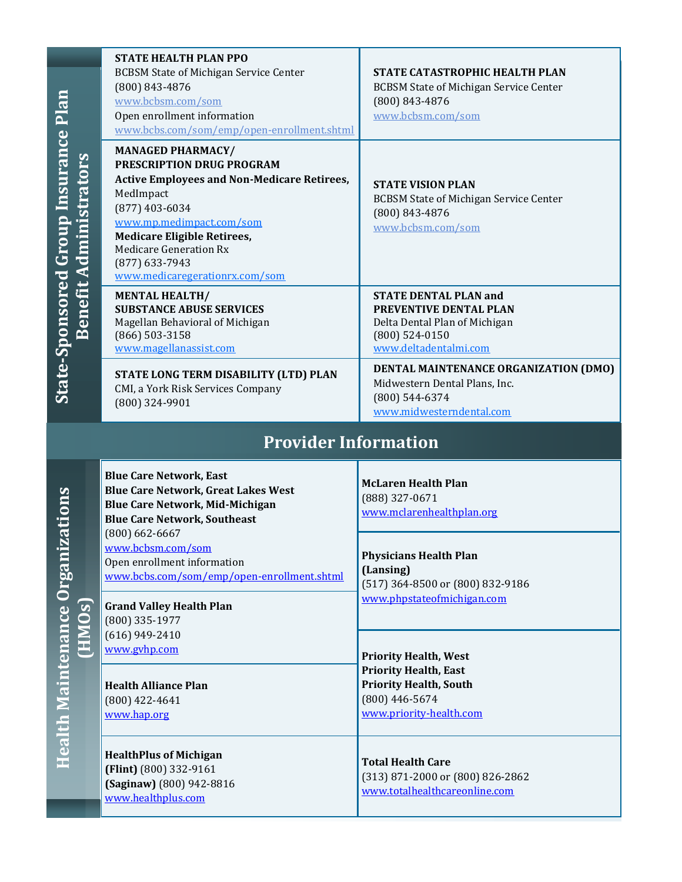## State-Sponsored Group Insurance Plan Benefit Administrators

**STATE HEALTH PLAN PPO**
BCBSM State of Michigan Service Center
(800) 843-4876
www.bcbsm.com/som
Open enrollment information
www.bcbs.com/som/emp/open-enrollment.shtml

**STATE CATASTROPHIC HEALTH PLAN**
BCBSM State of Michigan Service Center
(800) 843-4876
www.bcbsm.com/som

**MANAGED PHARMACY/ PRESCRIPTION DRUG PROGRAM**
**Active Employees and Non-Medicare Retirees,**
MedImpact
(877) 403-6034
www.mp.medimpact.com/som
**Medicare Eligible Retirees,**
Medicare Generation Rx
(877) 633-7943
www.medicaregerationrx.com/som

**STATE VISION PLAN**
BCBSM State of Michigan Service Center
(800) 843-4876
www.bcbsm.com/som

**MENTAL HEALTH/ SUBSTANCE ABUSE SERVICES**
Magellan Behavioral of Michigan
(866) 503-3158
www.magellanassist.com

**STATE DENTAL PLAN and PREVENTIVE DENTAL PLAN**
Delta Dental Plan of Michigan
(800) 524-0150
www.deltadentalmi.com

**STATE LONG TERM DISABILITY (LTD) PLAN**
CMI, a York Risk Services Company
(800) 324-9901

**DENTAL MAINTENANCE ORGANIZATION (DMO)**
Midwestern Dental Plans, Inc.
(800) 544-6374
www.midwesterndental.com

## Provider Information

### Health Maintenance Organizations (HMOs)

**Blue Care Network, East**
**Blue Care Network, Great Lakes West**
**Blue Care Network, Mid-Michigan**
**Blue Care Network, Southeast**
(800) 662-6667
www.bcbsm.com/som
Open enrollment information
www.bcbs.com/som/emp/open-enrollment.shtml

**Grand Valley Health Plan**
(800) 335-1977
(616) 949-2410
www.gvhp.com

**Health Alliance Plan**
(800) 422-4641
www.hap.org

**HealthPlus of Michigan**
**(Flint)** (800) 332-9161
**(Saginaw)** (800) 942-8816
www.healthplus.com

**McLaren Health Plan**
(888) 327-0671
www.mclarenhealthplan.org

**Physicians Health Plan (Lansing)**
(517) 364-8500 or (800) 832-9186
www.phpstateofmichigan.com

**Priority Health, West**
**Priority Health, East**
**Priority Health, South**
(800) 446-5674
www.priority-health.com

**Total Health Care**
(313) 871-2000 or (800) 826-2862
www.totalhealthcareonline.com